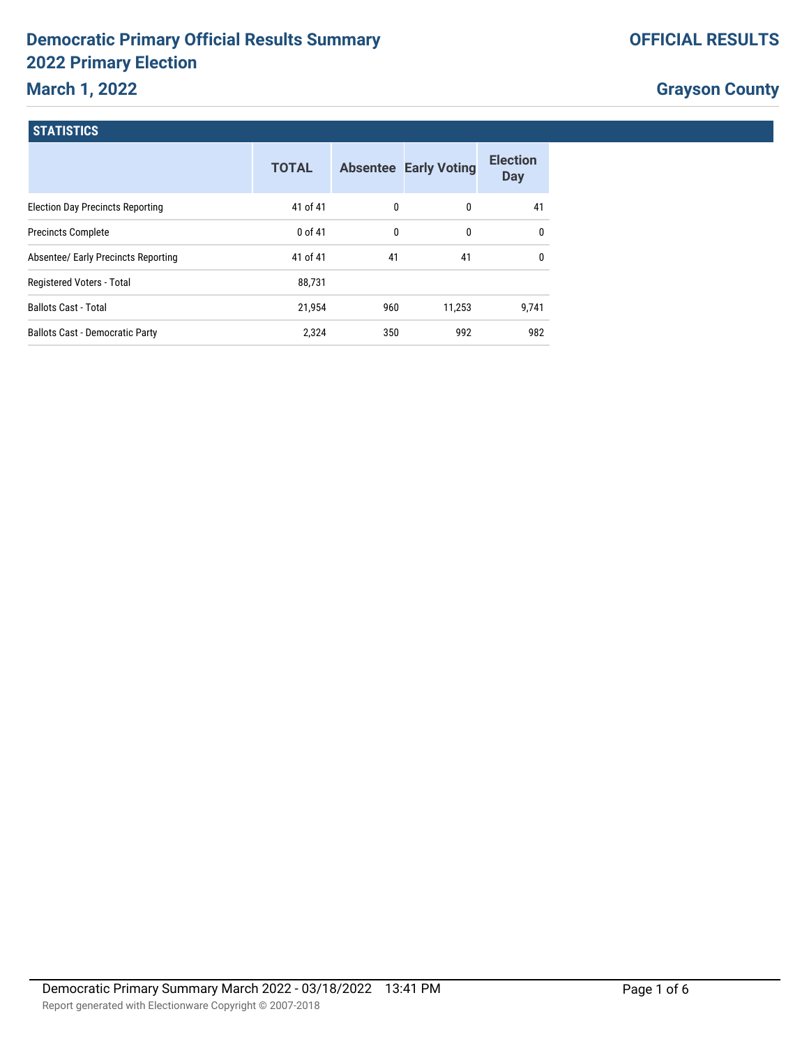# Democratic Primary Official Results Summary
# 2022 Primary Election
## March 1, 2022

**OFFICIAL RESULTS**

**Grayson County**

### STATISTICS

| | TOTAL | Absentee | Early Voting | Election Day |
|---|---|---|---|---|
| Election Day Precincts Reporting | 41 of 41 | 0 | 0 | 41 |
| Precincts Complete | 0 of 41 | 0 | 0 | 0 |
| Absentee/ Early Precincts Reporting | 41 of 41 | 41 | 41 | 0 |
| Registered Voters - Total | 88,731 | | | |
| Ballots Cast - Total | 21,954 | 960 | 11,253 | 9,741 |
| Ballots Cast - Democratic Party | 2,324 | 350 | 992 | 982 |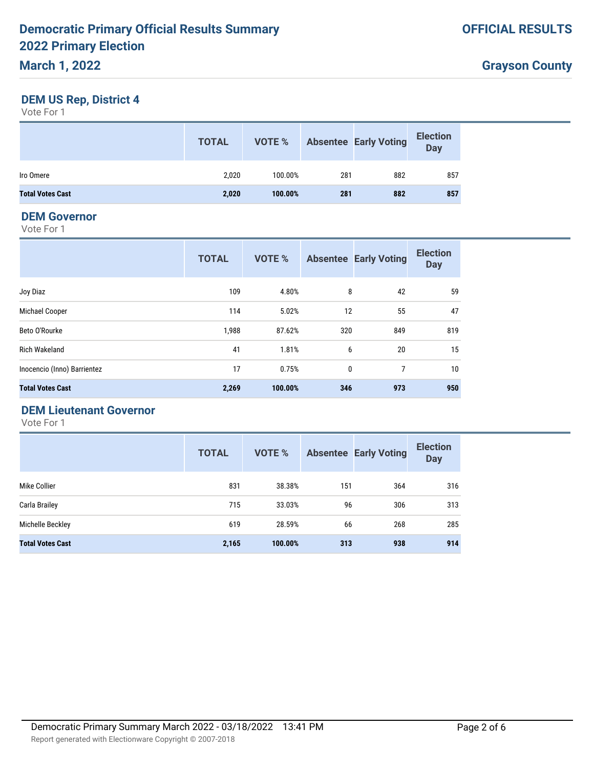# Democratic Primary Official Results Summary 2022 Primary Election

**March 1, 2022**

**OFFICIAL RESULTS**

**Grayson County**

## DEM US Rep, District 4

Vote For 1

| | TOTAL | VOTE % | Absentee | Early Voting | Election Day |
|---|---|---|---|---|---|
| Iro Omere | 2,020 | 100.00% | 281 | 882 | 857 |
| **Total Votes Cast** | **2,020** | **100.00%** | **281** | **882** | **857** |

## DEM Governor

Vote For 1

| | TOTAL | VOTE % | Absentee | Early Voting | Election Day |
|---|---|---|---|---|---|
| Joy Diaz | 109 | 4.80% | 8 | 42 | 59 |
| Michael Cooper | 114 | 5.02% | 12 | 55 | 47 |
| Beto O'Rourke | 1,988 | 87.62% | 320 | 849 | 819 |
| Rich Wakeland | 41 | 1.81% | 6 | 20 | 15 |
| Inocencio (Inno) Barrientez | 17 | 0.75% | 0 | 7 | 10 |
| **Total Votes Cast** | **2,269** | **100.00%** | **346** | **973** | **950** |

## DEM Lieutenant Governor

Vote For 1

| | TOTAL | VOTE % | Absentee | Early Voting | Election Day |
|---|---|---|---|---|---|
| Mike Collier | 831 | 38.38% | 151 | 364 | 316 |
| Carla Brailey | 715 | 33.03% | 96 | 306 | 313 |
| Michelle Beckley | 619 | 28.59% | 66 | 268 | 285 |
| **Total Votes Cast** | **2,165** | **100.00%** | **313** | **938** | **914** |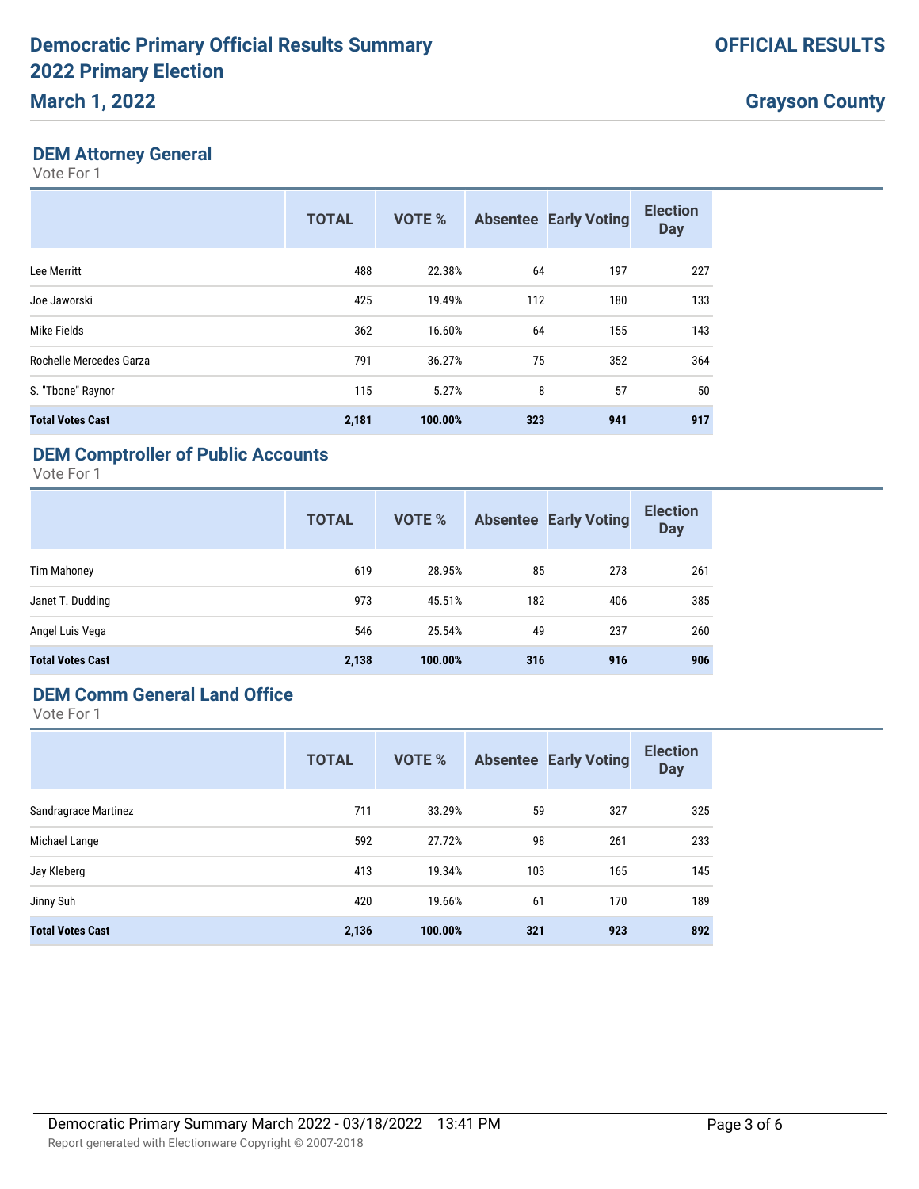# Democratic Primary Official Results Summary 2022 Primary Election

**March 1, 2022**

**OFFICIAL RESULTS**

**Grayson County**

## DEM Attorney General

Vote For 1

| | TOTAL | VOTE % | Absentee | Early Voting | Election Day |
|---|---|---|---|---|---|
| Lee Merritt | 488 | 22.38% | 64 | 197 | 227 |
| Joe Jaworski | 425 | 19.49% | 112 | 180 | 133 |
| Mike Fields | 362 | 16.60% | 64 | 155 | 143 |
| Rochelle Mercedes Garza | 791 | 36.27% | 75 | 352 | 364 |
| S. "Tbone" Raynor | 115 | 5.27% | 8 | 57 | 50 |
| **Total Votes Cast** | **2,181** | **100.00%** | **323** | **941** | **917** |

## DEM Comptroller of Public Accounts

Vote For 1

| | TOTAL | VOTE % | Absentee | Early Voting | Election Day |
|---|---|---|---|---|---|
| Tim Mahoney | 619 | 28.95% | 85 | 273 | 261 |
| Janet T. Dudding | 973 | 45.51% | 182 | 406 | 385 |
| Angel Luis Vega | 546 | 25.54% | 49 | 237 | 260 |
| **Total Votes Cast** | **2,138** | **100.00%** | **316** | **916** | **906** |

## DEM Comm General Land Office

Vote For 1

| | TOTAL | VOTE % | Absentee | Early Voting | Election Day |
|---|---|---|---|---|---|
| Sandragrace Martinez | 711 | 33.29% | 59 | 327 | 325 |
| Michael Lange | 592 | 27.72% | 98 | 261 | 233 |
| Jay Kleberg | 413 | 19.34% | 103 | 165 | 145 |
| Jinny Suh | 420 | 19.66% | 61 | 170 | 189 |
| **Total Votes Cast** | **2,136** | **100.00%** | **321** | **923** | **892** |

Democratic Primary Summary March 2022 - 03/18/2022 13:41 PM

Report generated with Electionware Copyright © 2007-2018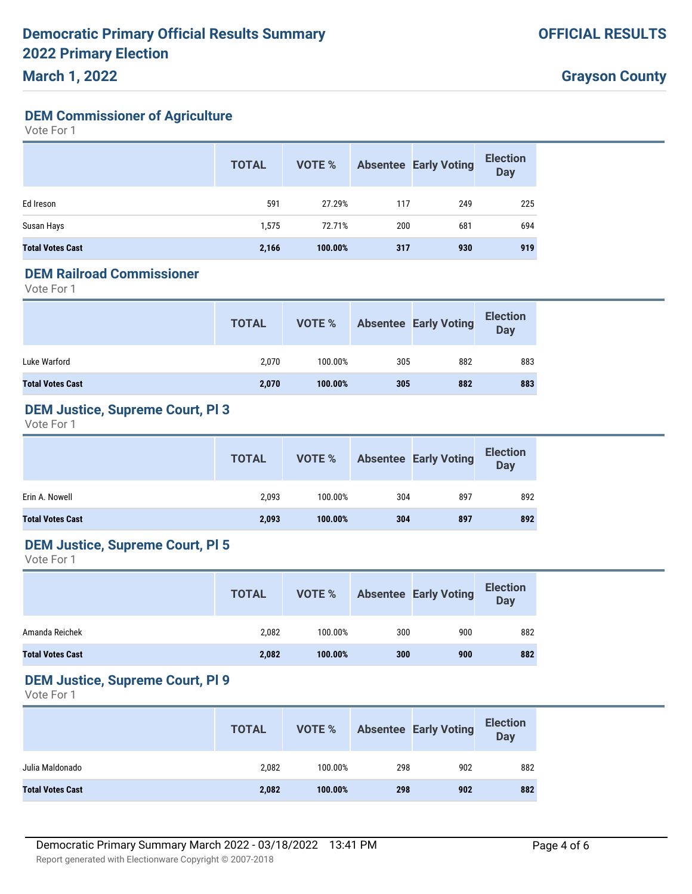# Democratic Primary Official Results Summary
# 2022 Primary Election
## March 1, 2022

**OFFICIAL RESULTS**

**Grayson County**

### DEM Commissioner of Agriculture

Vote For 1

| | TOTAL | VOTE % | Absentee | Early Voting | Election Day |
|---|---|---|---|---|---|
| Ed Ireson | 591 | 27.29% | 117 | 249 | 225 |
| Susan Hays | 1,575 | 72.71% | 200 | 681 | 694 |
| **Total Votes Cast** | **2,166** | **100.00%** | **317** | **930** | **919** |

### DEM Railroad Commissioner

Vote For 1

| | TOTAL | VOTE % | Absentee | Early Voting | Election Day |
|---|---|---|---|---|---|
| Luke Warford | 2,070 | 100.00% | 305 | 882 | 883 |
| **Total Votes Cast** | **2,070** | **100.00%** | **305** | **882** | **883** |

### DEM Justice, Supreme Court, Pl 3

Vote For 1

| | TOTAL | VOTE % | Absentee | Early Voting | Election Day |
|---|---|---|---|---|---|
| Erin A. Nowell | 2,093 | 100.00% | 304 | 897 | 892 |
| **Total Votes Cast** | **2,093** | **100.00%** | **304** | **897** | **892** |

### DEM Justice, Supreme Court, Pl 5

Vote For 1

| | TOTAL | VOTE % | Absentee | Early Voting | Election Day |
|---|---|---|---|---|---|
| Amanda Reichek | 2,082 | 100.00% | 300 | 900 | 882 |
| **Total Votes Cast** | **2,082** | **100.00%** | **300** | **900** | **882** |

### DEM Justice, Supreme Court, Pl 9

Vote For 1

| | TOTAL | VOTE % | Absentee | Early Voting | Election Day |
|---|---|---|---|---|---|
| Julia Maldonado | 2,082 | 100.00% | 298 | 902 | 882 |
| **Total Votes Cast** | **2,082** | **100.00%** | **298** | **902** | **882** |

Democratic Primary Summary March 2022 - 03/18/2022 13:41 PM

Report generated with Electionware Copyright © 2007-2018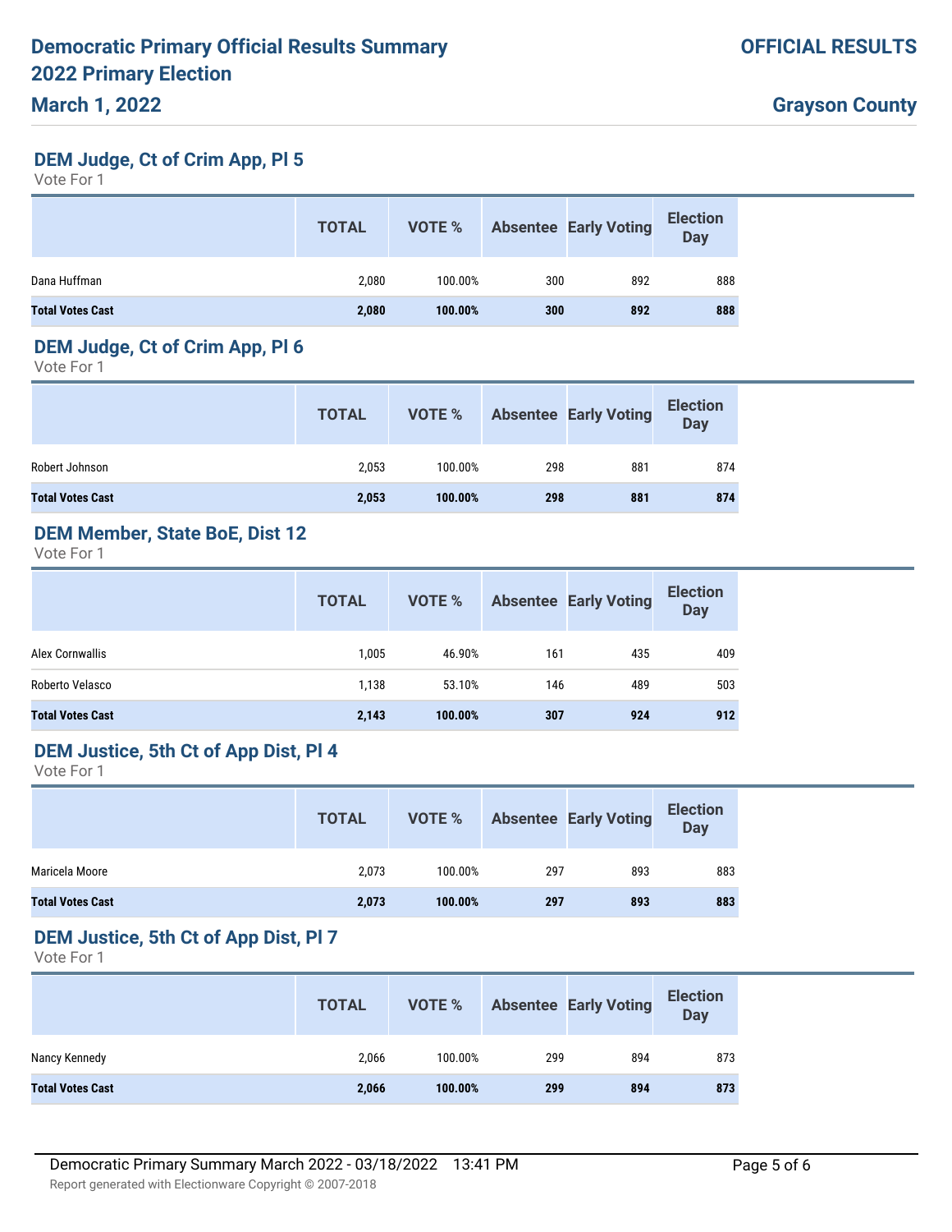# Democratic Primary Official Results Summary 2022 Primary Election

**March 1, 2022**

**OFFICIAL RESULTS**

**Grayson County**

## DEM Judge, Ct of Crim App, Pl 5

Vote For 1

| | TOTAL | VOTE % | Absentee | Early Voting | Election Day |
|---|---|---|---|---|---|
| Dana Huffman | 2,080 | 100.00% | 300 | 892 | 888 |
| **Total Votes Cast** | **2,080** | **100.00%** | **300** | **892** | **888** |

## DEM Judge, Ct of Crim App, Pl 6

Vote For 1

| | TOTAL | VOTE % | Absentee | Early Voting | Election Day |
|---|---|---|---|---|---|
| Robert Johnson | 2,053 | 100.00% | 298 | 881 | 874 |
| **Total Votes Cast** | **2,053** | **100.00%** | **298** | **881** | **874** |

## DEM Member, State BoE, Dist 12

Vote For 1

| | TOTAL | VOTE % | Absentee | Early Voting | Election Day |
|---|---|---|---|---|---|
| Alex Cornwallis | 1,005 | 46.90% | 161 | 435 | 409 |
| Roberto Velasco | 1,138 | 53.10% | 146 | 489 | 503 |
| **Total Votes Cast** | **2,143** | **100.00%** | **307** | **924** | **912** |

## DEM Justice, 5th Ct of App Dist, Pl 4

Vote For 1

| | TOTAL | VOTE % | Absentee | Early Voting | Election Day |
|---|---|---|---|---|---|
| Maricela Moore | 2,073 | 100.00% | 297 | 893 | 883 |
| **Total Votes Cast** | **2,073** | **100.00%** | **297** | **893** | **883** |

## DEM Justice, 5th Ct of App Dist, Pl 7

Vote For 1

| | TOTAL | VOTE % | Absentee | Early Voting | Election Day |
|---|---|---|---|---|---|
| Nancy Kennedy | 2,066 | 100.00% | 299 | 894 | 873 |
| **Total Votes Cast** | **2,066** | **100.00%** | **299** | **894** | **873** |

Democratic Primary Summary March 2022 - 03/18/2022 13:41 PM

Report generated with Electionware Copyright © 2007-2018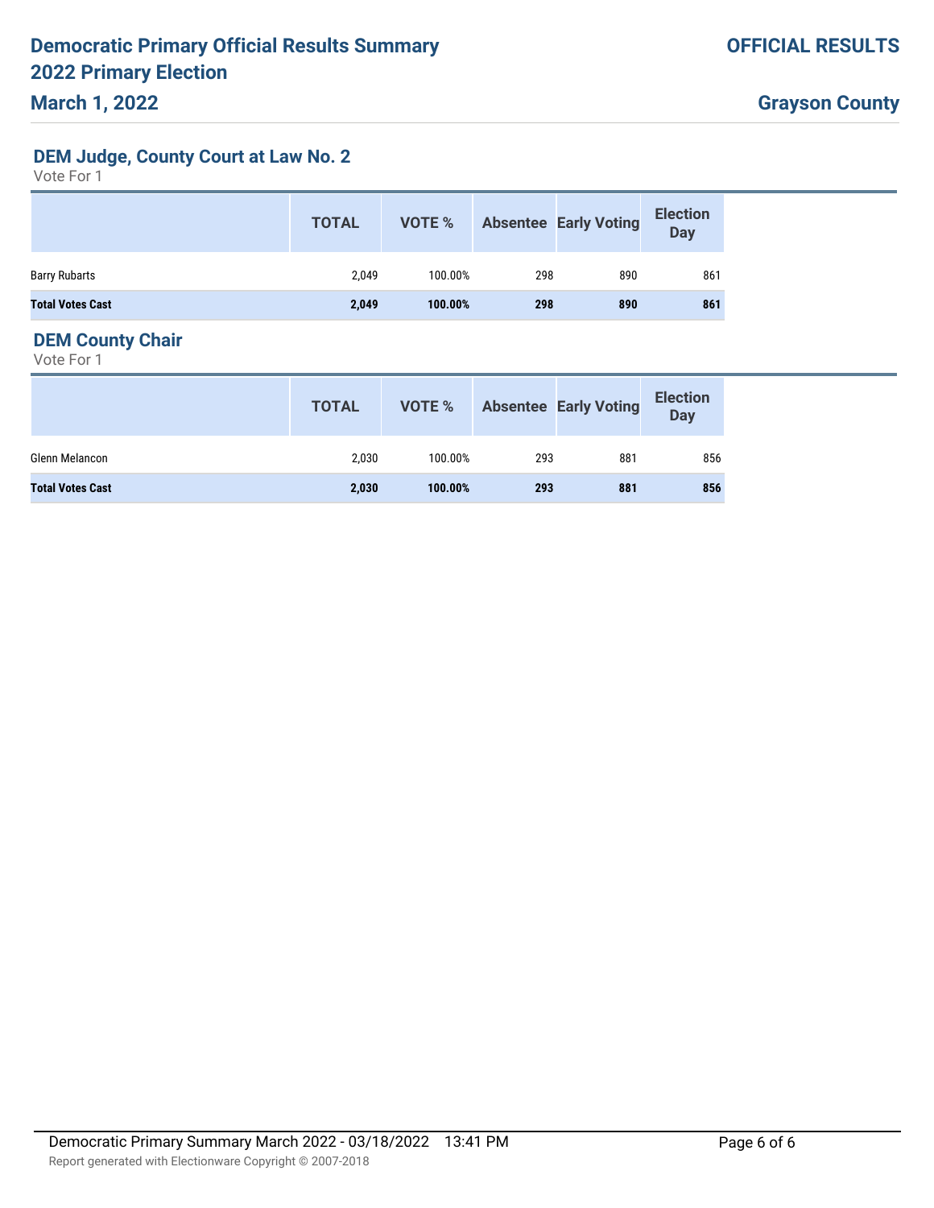# Democratic Primary Official Results Summary 2022 Primary Election

**March 1, 2022**

**OFFICIAL RESULTS**

**Grayson County**

## DEM Judge, County Court at Law No. 2

Vote For 1

| | TOTAL | VOTE % | Absentee | Early Voting | Election Day |
|---|---|---|---|---|---|
| Barry Rubarts | 2,049 | 100.00% | 298 | 890 | 861 |
| **Total Votes Cast** | **2,049** | **100.00%** | **298** | **890** | **861** |

## DEM County Chair

Vote For 1

| | TOTAL | VOTE % | Absentee | Early Voting | Election Day |
|---|---|---|---|---|---|
| Glenn Melancon | 2,030 | 100.00% | 293 | 881 | 856 |
| **Total Votes Cast** | **2,030** | **100.00%** | **293** | **881** | **856** |